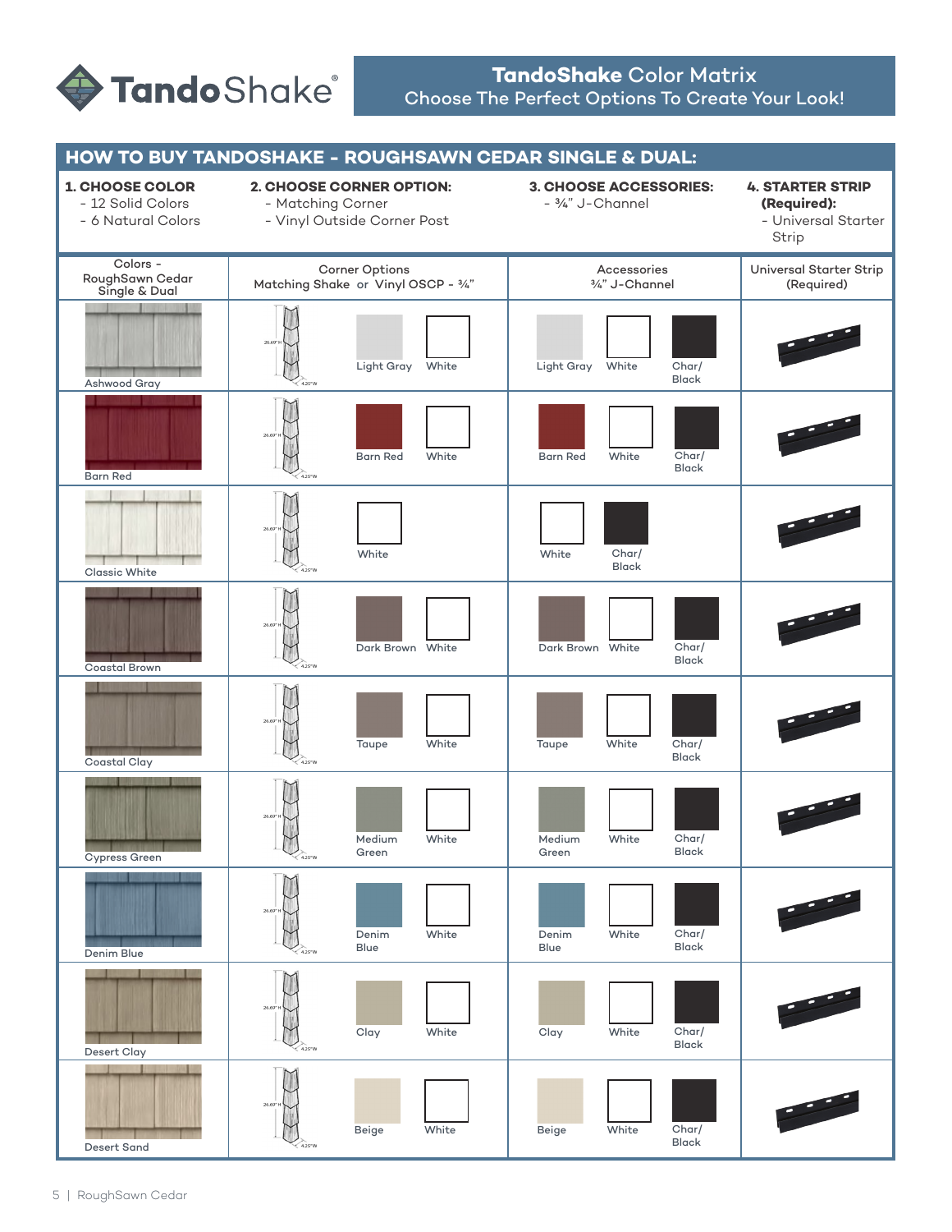# TandoShake Color Matrix

Choose The Perfect Options To Create Your Look!

## HOW TO BUY TANDOSHAKE - ROUGHSAWN CEDAR SINGLE & DUAL:

**1. CHOOSE COLOR**
- 12 Solid Colors
- 6 Natural Colors

**2. CHOOSE CORNER OPTION:**
- Matching Corner
- Vinyl Outside Corner Post

**3. CHOOSE ACCESSORIES:**
- ¾" J-Channel

**4. STARTER STRIP (Required):**
- Universal Starter Strip

| Colors - RoughSawn Cedar Single & Dual | Corner Options Matching Shake or Vinyl OSCP - ¾" | Accessories ¾" J-Channel | Universal Starter Strip (Required) |
|---|---|---|---|
| Ashwood Gray | Light Gray, White | Light Gray, White, Char/Black | |
| Barn Red | Barn Red, White | Barn Red, White, Char/Black | |
| Classic White | White | White, Char/Black | |
| Coastal Brown | Dark Brown, White | Dark Brown, White, Char/Black | |
| Coastal Clay | Taupe, White | Taupe, White, Char/Black | |
| Cypress Green | Medium Green, White | Medium Green, White, Char/Black | |
| Denim Blue | Denim Blue, White | Denim Blue, White, Char/Black | |
| Desert Clay | Clay, White | Clay, White, Char/Black | |
| Desert Sand | Beige, White | Beige, White, Char/Black | |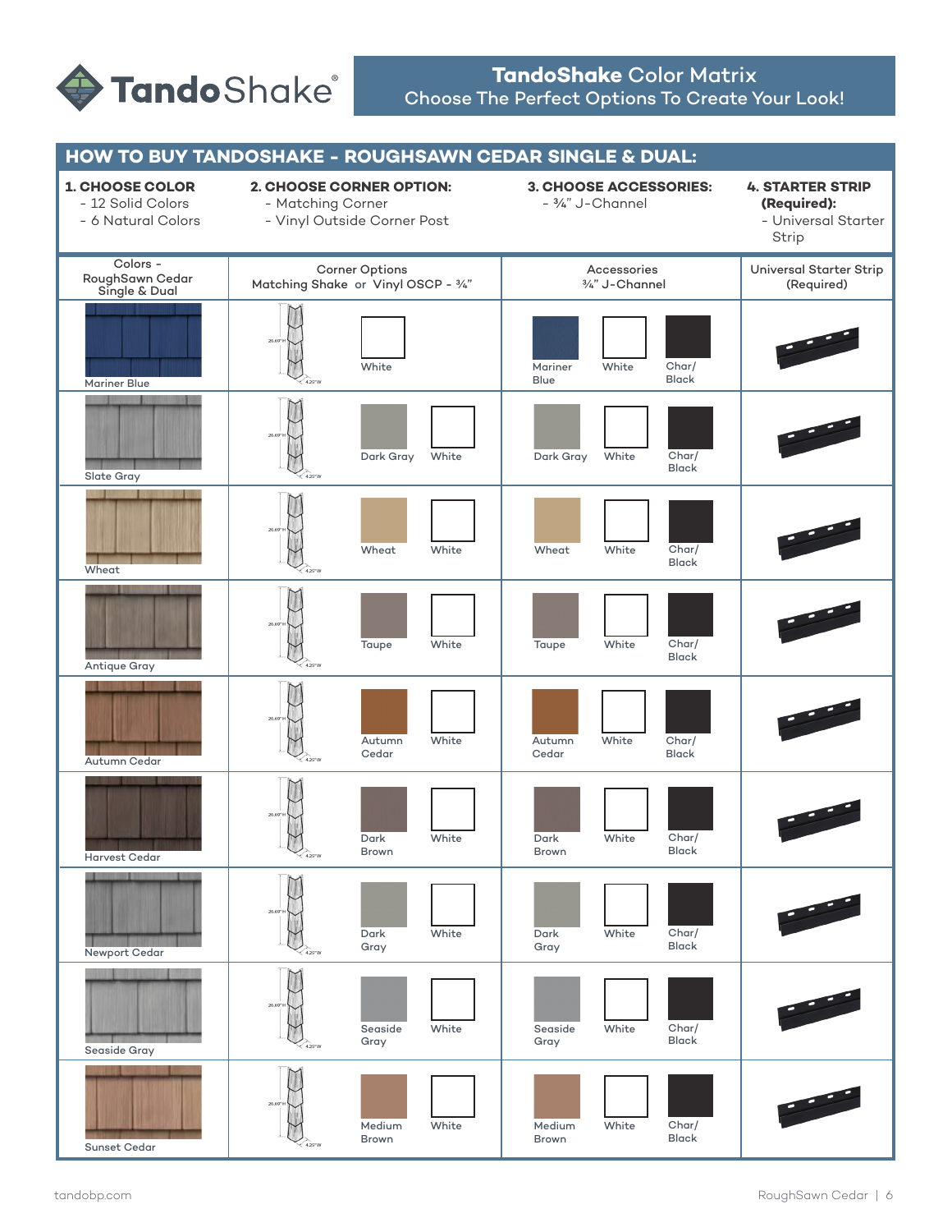**TandoShake** Color Matrix
Choose The Perfect Options To Create Your Look!

## HOW TO BUY TANDOSHAKE - ROUGHSAWN CEDAR SINGLE & DUAL:

**1. CHOOSE COLOR**
- 12 Solid Colors
- 6 Natural Colors

**2. CHOOSE CORNER OPTION:**
- Matching Corner
- Vinyl Outside Corner Post

**3. CHOOSE ACCESSORIES:**
- ¾" J-Channel

**4. STARTER STRIP (Required):**
- Universal Starter Strip

| Colors - RoughSawn Cedar Single & Dual | Corner Options Matching Shake or Vinyl OSCP - ¾" | Accessories ¾" J-Channel | Universal Starter Strip (Required) |
|---|---|---|---|
| Mariner Blue | White | Mariner Blue, White, Char/Black | |
| Slate Gray | Dark Gray, White | Dark Gray, White, Char/Black | |
| Wheat | Wheat, White | Wheat, White, Char/Black | |
| Antique Gray | Taupe, White | Taupe, White, Char/Black | |
| Autumn Cedar | Autumn Cedar, White | Autumn Cedar, White, Char/Black | |
| Harvest Cedar | Dark Brown, White | Dark Brown, White, Char/Black | |
| Newport Cedar | Dark Gray, White | Dark Gray, White, Char/Black | |
| Seaside Gray | Seaside Gray, White | Seaside Gray, White, Char/Black | |
| Sunset Cedar | Medium Brown, White | Medium Brown, White, Char/Black | |

tandobp.com

RoughSawn Cedar | 6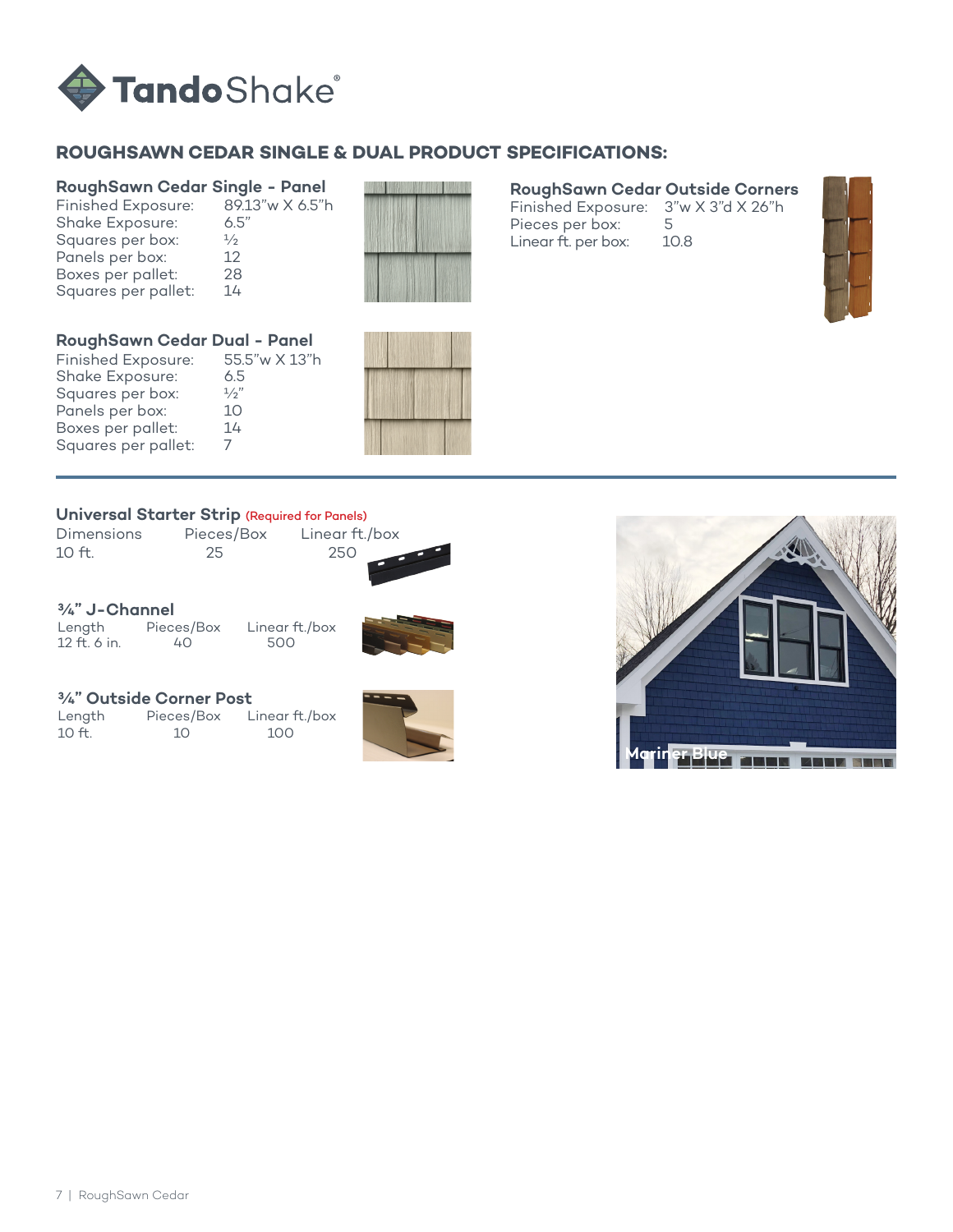TandoShake®

## ROUGHSAWN CEDAR SINGLE & DUAL PRODUCT SPECIFICATIONS:

### RoughSawn Cedar Single - Panel

| | |
|---|---|
| Finished Exposure: | 89.13"w X 6.5"h |
| Shake Exposure: | 6.5" |
| Squares per box: | ½ |
| Panels per box: | 12 |
| Boxes per pallet: | 28 |
| Squares per pallet: | 14 |

### RoughSawn Cedar Dual - Panel

| | |
|---|---|
| Finished Exposure: | 55.5"w X 13"h |
| Shake Exposure: | 6.5 |
| Squares per box: | ½" |
| Panels per box: | 10 |
| Boxes per pallet: | 14 |
| Squares per pallet: | 7 |

### RoughSawn Cedar Outside Corners

| | |
|---|---|
| Finished Exposure: | 3"w X 3"d X 26"h |
| Pieces per box: | 5 |
| Linear ft. per box: | 10.8 |

### Universal Starter Strip (Required for Panels)

| Dimensions | Pieces/Box | Linear ft./box |
|---|---|---|
| 10 ft. | 25 | 250 |

### ¾" J-Channel

| Length | Pieces/Box | Linear ft./box |
|---|---|---|
| 12 ft. 6 in. | 40 | 500 |

### ¾" Outside Corner Post

| Length | Pieces/Box | Linear ft./box |
|---|---|---|
| 10 ft. | 10 | 100 |

Mariner Blue